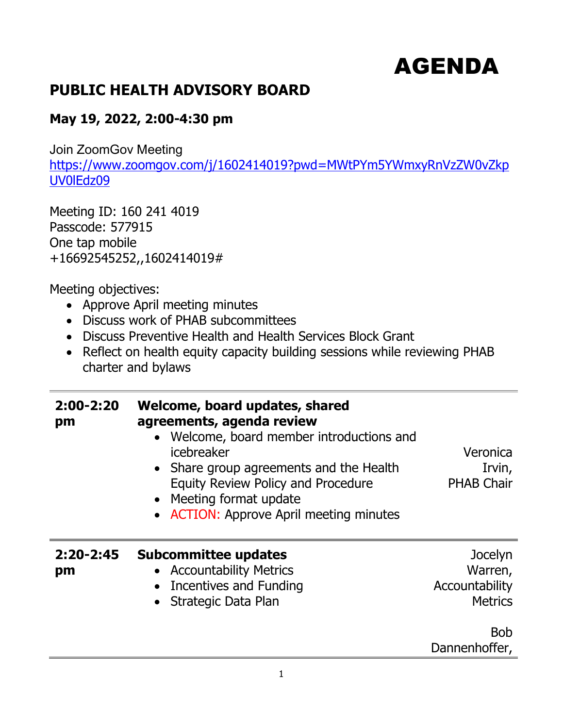# AGENDA

## PUBLIC HEALTH ADVISORY BOARD

### May 19, 2022, 2:00-4:30 pm

Join ZoomGov Meeting
https://www.zoomgov.com/j/1602414019?pwd=MWtPYm5YWmxyRnVzZW0vZkpUV0lEdz09

Meeting ID: 160 241 4019
Passcode: 577915
One tap mobile
+16692545252,,1602414019#

Meeting objectives:

- Approve April meeting minutes
- Discuss work of PHAB subcommittees
- Discuss Preventive Health and Health Services Block Grant
- Reflect on health equity capacity building sessions while reviewing PHAB charter and bylaws

| | | |
|---|---|---|
| **2:00-2:20 pm** | **Welcome, board updates, shared agreements, agenda review**<br>• Welcome, board member introductions and icebreaker<br>• Share group agreements and the Health Equity Review Policy and Procedure<br>• Meeting format update<br>• ACTION: Approve April meeting minutes | Veronica Irvin, PHAB Chair |
| **2:20-2:45 pm** | **Subcommittee updates**<br>• Accountability Metrics<br>• Incentives and Funding<br>• Strategic Data Plan | Jocelyn Warren, Accountability Metrics<br><br>Bob Dannenhoffer, |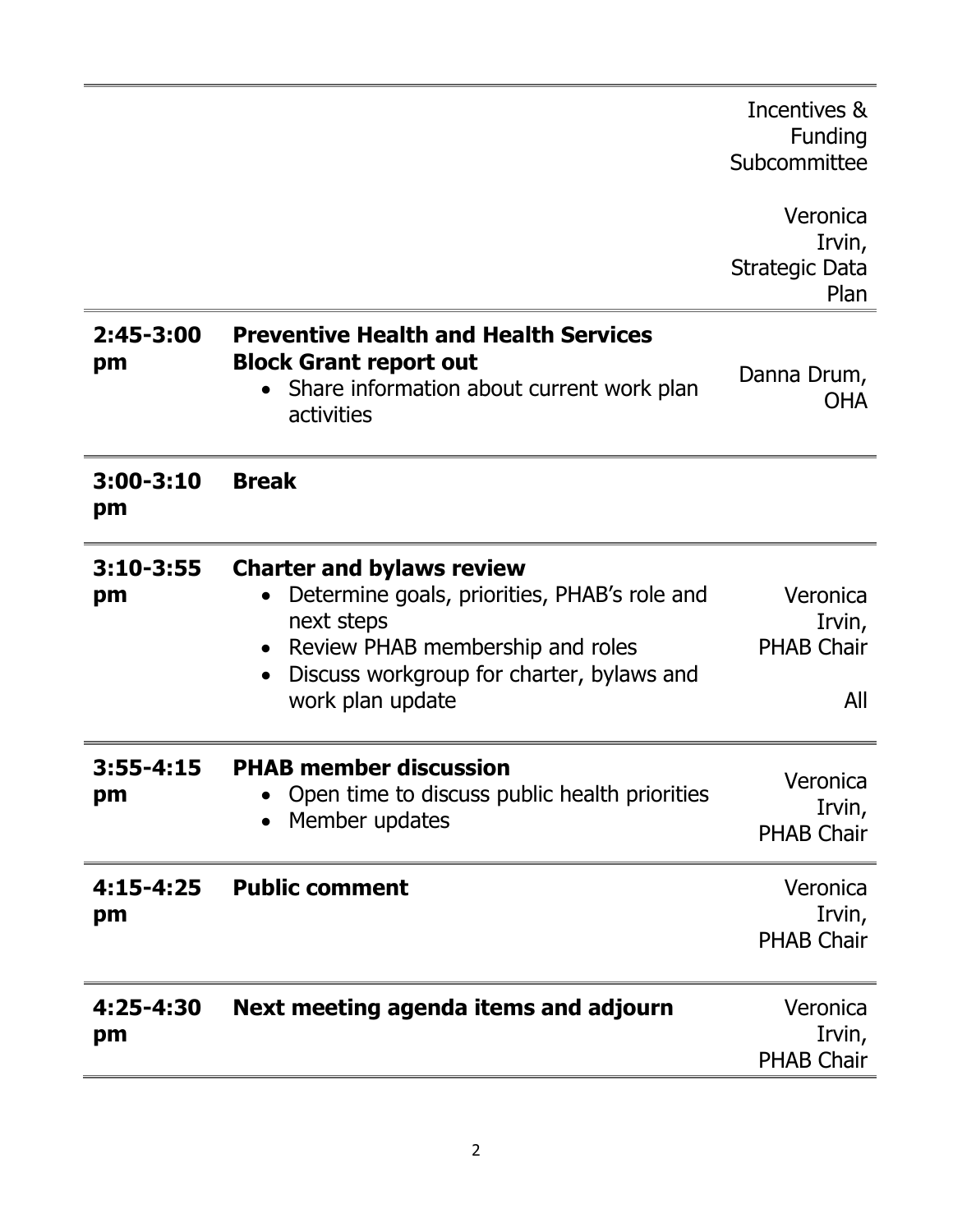| | | |
|---|---|---|
| | | Incentives & Funding Subcommittee<br><br>Veronica Irvin, Strategic Data Plan |
| **2:45-3:00 pm** | **Preventive Health and Health Services Block Grant report out**<br>• Share information about current work plan activities | Danna Drum, OHA |
| **3:00-3:10 pm** | **Break** | |
| **3:10-3:55 pm** | **Charter and bylaws review**<br>• Determine goals, priorities, PHAB's role and next steps<br>• Review PHAB membership and roles<br>• Discuss workgroup for charter, bylaws and work plan update | Veronica Irvin, PHAB Chair<br><br>All |
| **3:55-4:15 pm** | **PHAB member discussion**<br>• Open time to discuss public health priorities<br>• Member updates | Veronica Irvin, PHAB Chair |
| **4:15-4:25 pm** | **Public comment** | Veronica Irvin, PHAB Chair |
| **4:25-4:30 pm** | **Next meeting agenda items and adjourn** | Veronica Irvin, PHAB Chair |